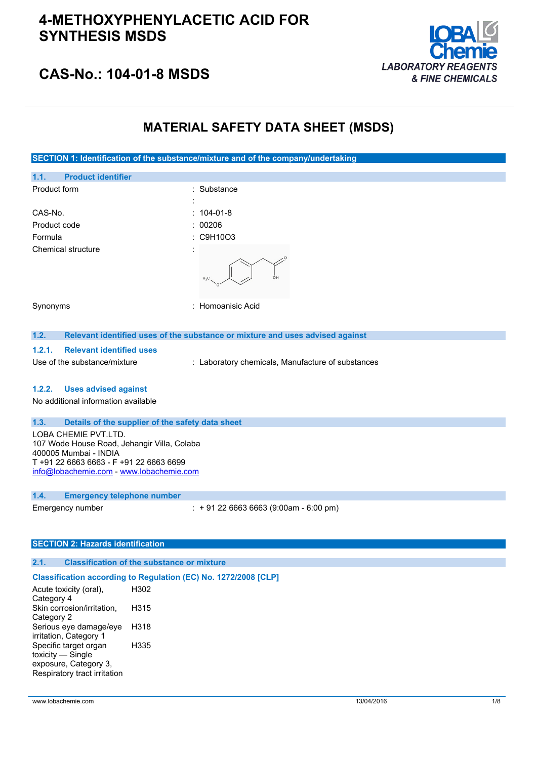# 4-METHOXYPHENYLACETIC ACID FOR SYNTHESIS MSDS

## CAS-No.: 104-01-8 MSDS

LOBA Chemie
LABORATORY REAGENTS & FINE CHEMICALS

# MATERIAL SAFETY DATA SHEET (MSDS)

## SECTION 1: Identification of the substance/mixture and of the company/undertaking

### 1.1. Product identifier

| | |
|---|---|
| Product form | : Substance |
| | : |
| CAS-No. | : 104-01-8 |
| Product code | : 00206 |
| Formula | : $C_9H_{10}O_3$ |
| Chemical structure | : |
| Synonyms | : Homoanisic Acid |

### 1.2. Relevant identified uses of the substance or mixture and uses advised against

#### 1.2.1. Relevant identified uses

Use of the substance/mixture : Laboratory chemicals, Manufacture of substances

#### 1.2.2. Uses advised against

No additional information available

### 1.3. Details of the supplier of the safety data sheet

LOBA CHEMIE PVT.LTD.
107 Wode House Road, Jehangir Villa, Colaba
400005 Mumbai - INDIA
T +91 22 6663 6663 - F +91 22 6663 6699
info@lobachemie.com - www.lobachemie.com

### 1.4. Emergency telephone number

Emergency number : + 91 22 6663 6663 (9:00am - 6:00 pm)

## SECTION 2: Hazards identification

### 2.1. Classification of the substance or mixture

**Classification according to Regulation (EC) No. 1272/2008 [CLP]**

| | |
|---|---|
| Acute toxicity (oral), Category 4 | H302 |
| Skin corrosion/irritation, Category 2 | H315 |
| Serious eye damage/eye irritation, Category 1 | H318 |
| Specific target organ toxicity — Single exposure, Category 3, Respiratory tract irritation | H335 |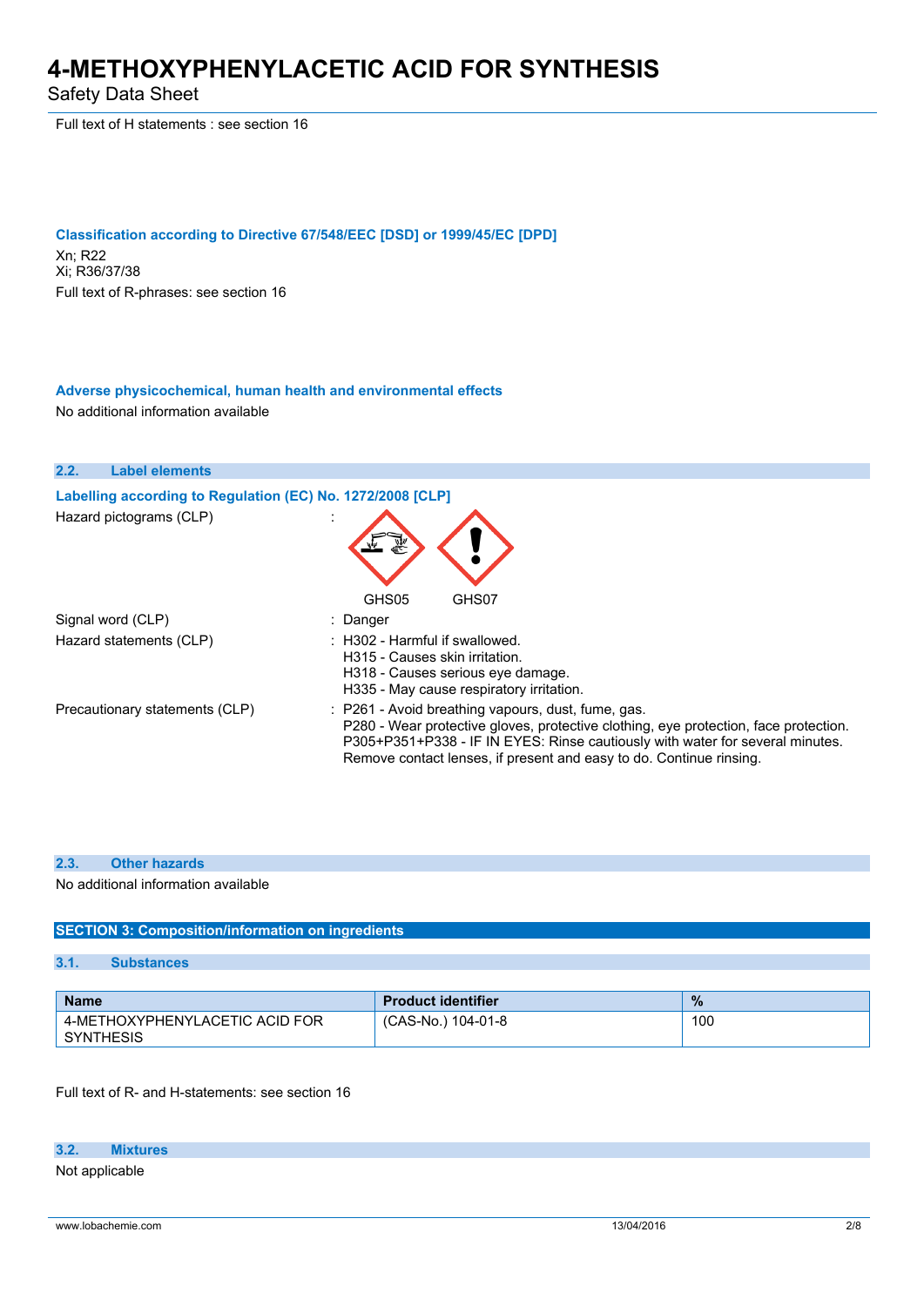Full text of H statements : see section 16

**Classification according to Directive 67/548/EEC [DSD] or 1999/45/EC [DPD]**

Xn; R22
Xi; R36/37/38
Full text of R-phrases: see section 16

**Adverse physicochemical, human health and environmental effects**

No additional information available

### 2.2. Label elements

**Labelling according to Regulation (EC) No. 1272/2008 [CLP]**

Hazard pictograms (CLP) :

GHS05 GHS07

Signal word (CLP) : Danger

Hazard statements (CLP) :
- H302 - Harmful if swallowed.
- H315 - Causes skin irritation.
- H318 - Causes serious eye damage.
- H335 - May cause respiratory irritation.

Precautionary statements (CLP) :
- P261 - Avoid breathing vapours, dust, fume, gas.
- P280 - Wear protective gloves, protective clothing, eye protection, face protection.
- P305+P351+P338 - IF IN EYES: Rinse cautiously with water for several minutes. Remove contact lenses, if present and easy to do. Continue rinsing.

### 2.3. Other hazards

No additional information available

## SECTION 3: Composition/information on ingredients

### 3.1. Substances

| Name | Product identifier | % |
|---|---|---|
| 4-METHOXYPHENYLACETIC ACID FOR SYNTHESIS | (CAS-No.) 104-01-8 | 100 |

Full text of R- and H-statements: see section 16

### 3.2. Mixtures

Not applicable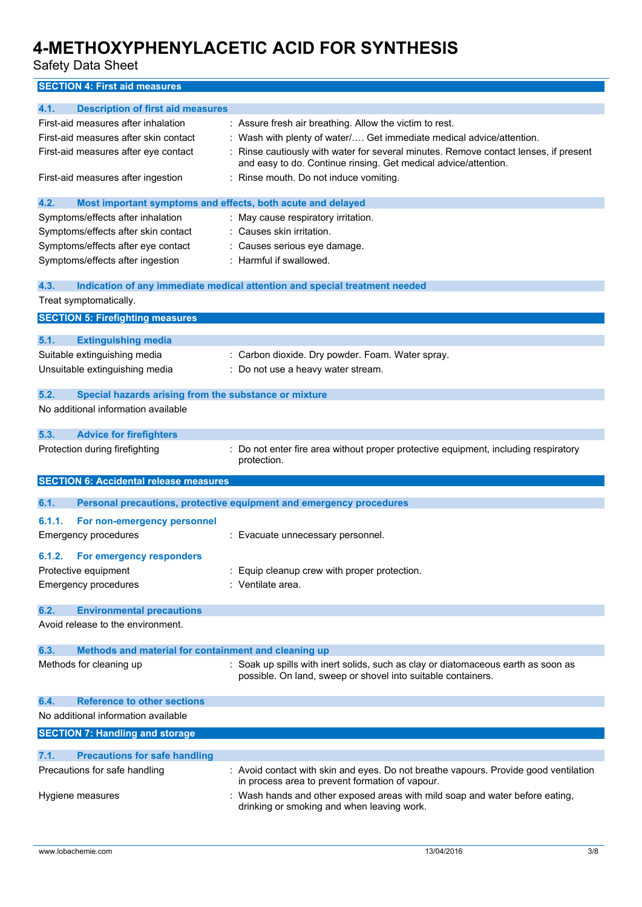# 4-METHOXYPHENYLACETIC ACID FOR SYNTHESIS

Safety Data Sheet

## SECTION 4: First aid measures

### 4.1. Description of first aid measures

| | |
|---|---|
| First-aid measures after inhalation | : Assure fresh air breathing. Allow the victim to rest. |
| First-aid measures after skin contact | : Wash with plenty of water/…. Get immediate medical advice/attention. |
| First-aid measures after eye contact | : Rinse cautiously with water for several minutes. Remove contact lenses, if present and easy to do. Continue rinsing. Get medical advice/attention. |
| First-aid measures after ingestion | : Rinse mouth. Do not induce vomiting. |

### 4.2. Most important symptoms and effects, both acute and delayed

| | |
|---|---|
| Symptoms/effects after inhalation | : May cause respiratory irritation. |
| Symptoms/effects after skin contact | : Causes skin irritation. |
| Symptoms/effects after eye contact | : Causes serious eye damage. |
| Symptoms/effects after ingestion | : Harmful if swallowed. |

### 4.3. Indication of any immediate medical attention and special treatment needed

Treat symptomatically.

## SECTION 5: Firefighting measures

### 5.1. Extinguishing media

| | |
|---|---|
| Suitable extinguishing media | : Carbon dioxide. Dry powder. Foam. Water spray. |
| Unsuitable extinguishing media | : Do not use a heavy water stream. |

### 5.2. Special hazards arising from the substance or mixture

No additional information available

### 5.3. Advice for firefighters

| | |
|---|---|
| Protection during firefighting | : Do not enter fire area without proper protective equipment, including respiratory protection. |

## SECTION 6: Accidental release measures

### 6.1. Personal precautions, protective equipment and emergency procedures

#### 6.1.1. For non-emergency personnel

| | |
|---|---|
| Emergency procedures | : Evacuate unnecessary personnel. |

#### 6.1.2. For emergency responders

| | |
|---|---|
| Protective equipment | : Equip cleanup crew with proper protection. |
| Emergency procedures | : Ventilate area. |

### 6.2. Environmental precautions

Avoid release to the environment.

### 6.3. Methods and material for containment and cleaning up

| | |
|---|---|
| Methods for cleaning up | : Soak up spills with inert solids, such as clay or diatomaceous earth as soon as possible. On land, sweep or shovel into suitable containers. |

### 6.4. Reference to other sections

No additional information available

## SECTION 7: Handling and storage

### 7.1. Precautions for safe handling

| | |
|---|---|
| Precautions for safe handling | : Avoid contact with skin and eyes. Do not breathe vapours. Provide good ventilation in process area to prevent formation of vapour. |
| Hygiene measures | : Wash hands and other exposed areas with mild soap and water before eating, drinking or smoking and when leaving work. |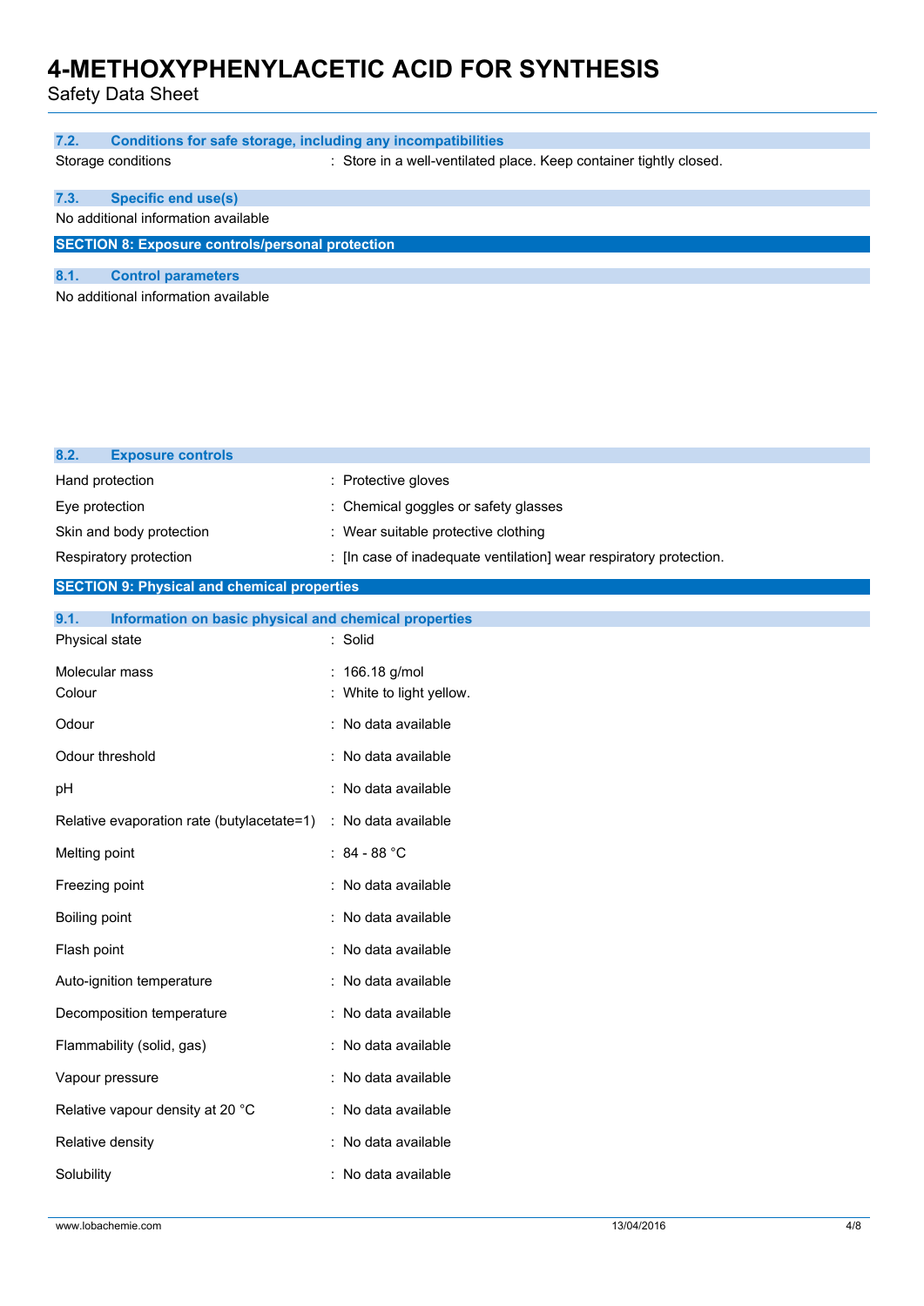### 7.2. Conditions for safe storage, including any incompatibilities

| | |
|---|---|
| Storage conditions | : Store in a well-ventilated place. Keep container tightly closed. |

### 7.3. Specific end use(s)

No additional information available

## SECTION 8: Exposure controls/personal protection

### 8.1. Control parameters

No additional information available

### 8.2. Exposure controls

| | |
|---|---|
| Hand protection | : Protective gloves |
| Eye protection | : Chemical goggles or safety glasses |
| Skin and body protection | : Wear suitable protective clothing |
| Respiratory protection | : [In case of inadequate ventilation] wear respiratory protection. |

## SECTION 9: Physical and chemical properties

### 9.1. Information on basic physical and chemical properties

| | |
|---|---|
| Physical state | : Solid |
| Molecular mass | : 166.18 g/mol |
| Colour | : White to light yellow. |
| Odour | : No data available |
| Odour threshold | : No data available |
| pH | : No data available |
| Relative evaporation rate (butylacetate=1) | : No data available |
| Melting point | : 84 - 88 °C |
| Freezing point | : No data available |
| Boiling point | : No data available |
| Flash point | : No data available |
| Auto-ignition temperature | : No data available |
| Decomposition temperature | : No data available |
| Flammability (solid, gas) | : No data available |
| Vapour pressure | : No data available |
| Relative vapour density at 20 °C | : No data available |
| Relative density | : No data available |
| Solubility | : No data available |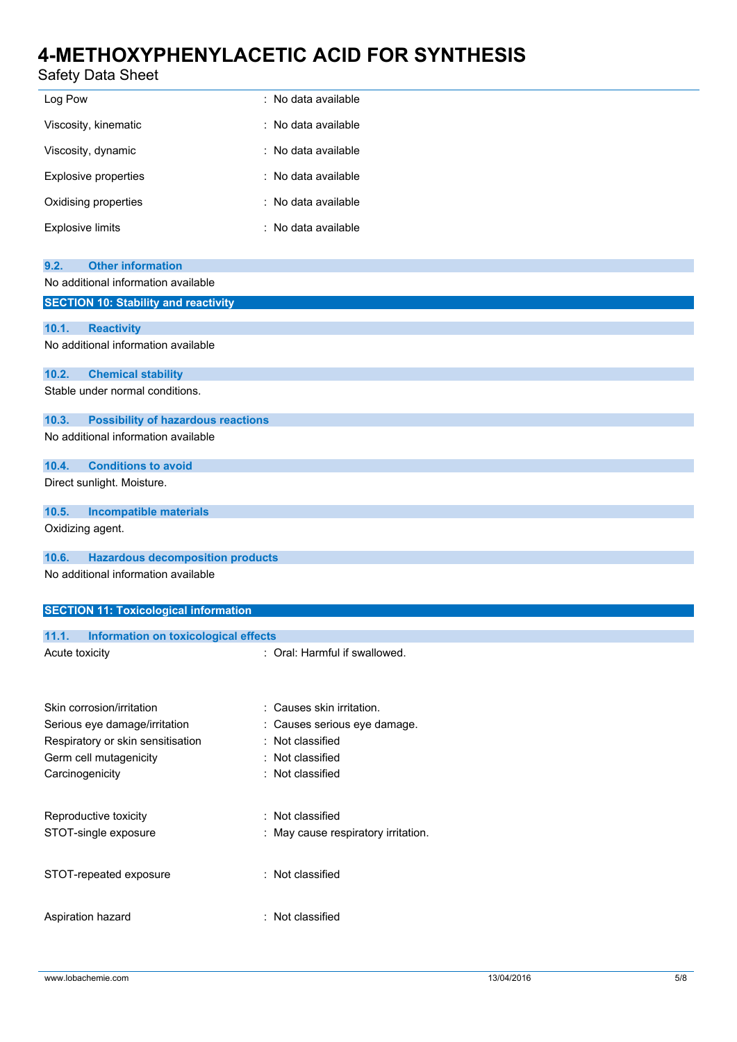| | |
|---|---|
| Log Pow | : No data available |
| Viscosity, kinematic | : No data available |
| Viscosity, dynamic | : No data available |
| Explosive properties | : No data available |
| Oxidising properties | : No data available |
| Explosive limits | : No data available |

### 9.2. Other information

No additional information available

## SECTION 10: Stability and reactivity

### 10.1. Reactivity

No additional information available

### 10.2. Chemical stability

Stable under normal conditions.

### 10.3. Possibility of hazardous reactions

No additional information available

### 10.4. Conditions to avoid

Direct sunlight. Moisture.

### 10.5. Incompatible materials

Oxidizing agent.

### 10.6. Hazardous decomposition products

No additional information available

## SECTION 11: Toxicological information

### 11.1. Information on toxicological effects

| | |
|---|---|
| Acute toxicity | : Oral: Harmful if swallowed. |
| Skin corrosion/irritation | : Causes skin irritation. |
| Serious eye damage/irritation | : Causes serious eye damage. |
| Respiratory or skin sensitisation | : Not classified |
| Germ cell mutagenicity | : Not classified |
| Carcinogenicity | : Not classified |
| Reproductive toxicity | : Not classified |
| STOT-single exposure | : May cause respiratory irritation. |
| STOT-repeated exposure | : Not classified |
| Aspiration hazard | : Not classified |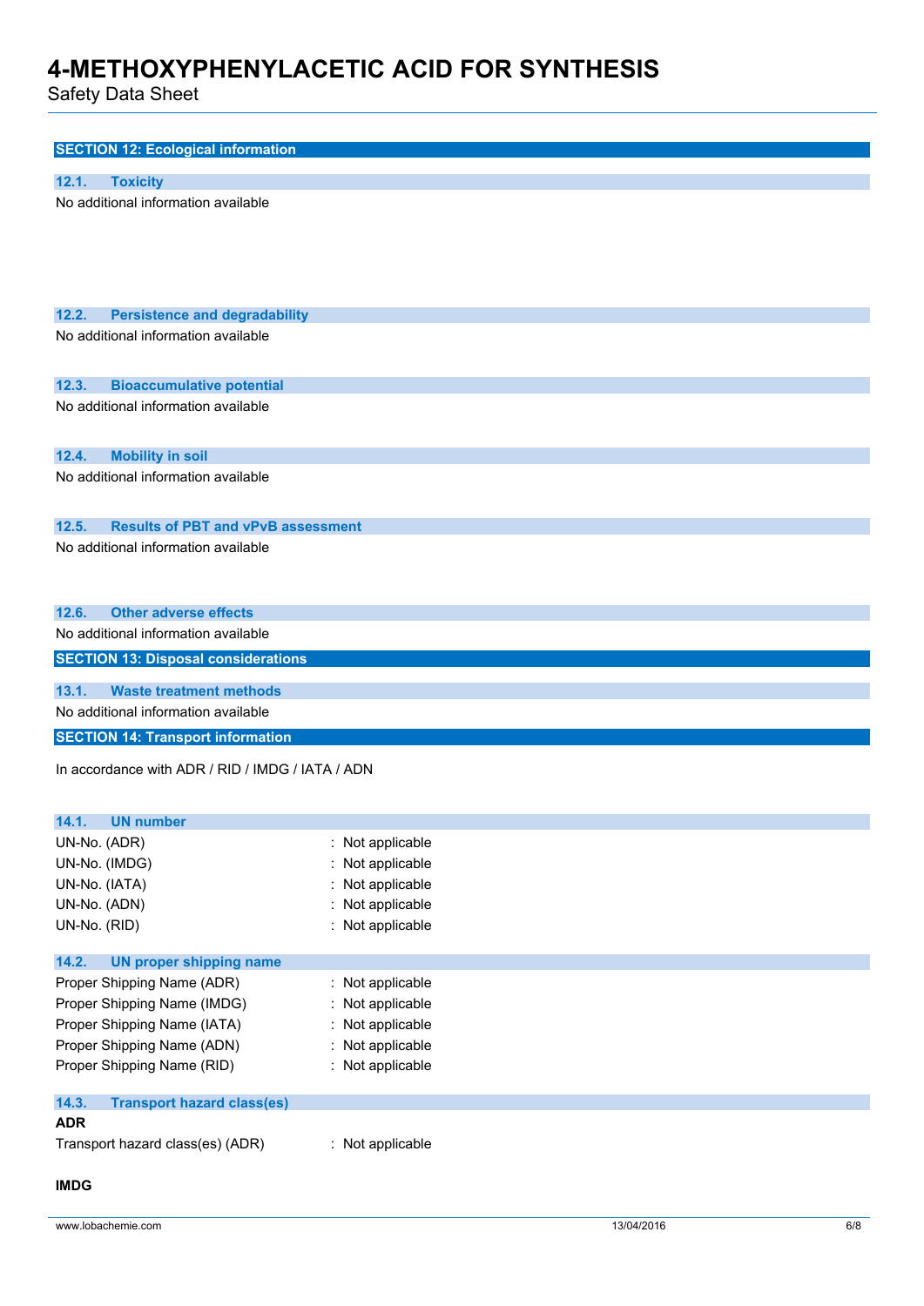## SECTION 12: Ecological information

### 12.1. Toxicity

No additional information available

### 12.2. Persistence and degradability

No additional information available

### 12.3. Bioaccumulative potential

No additional information available

### 12.4. Mobility in soil

No additional information available

### 12.5. Results of PBT and vPvB assessment

No additional information available

### 12.6. Other adverse effects

No additional information available

## SECTION 13: Disposal considerations

### 13.1. Waste treatment methods

No additional information available

## SECTION 14: Transport information

In accordance with ADR / RID / IMDG / IATA / ADN

### 14.1. UN number

UN-No. (ADR) : Not applicable
UN-No. (IMDG) : Not applicable
UN-No. (IATA) : Not applicable
UN-No. (ADN) : Not applicable
UN-No. (RID) : Not applicable

### 14.2. UN proper shipping name

Proper Shipping Name (ADR) : Not applicable
Proper Shipping Name (IMDG) : Not applicable
Proper Shipping Name (IATA) : Not applicable
Proper Shipping Name (ADN) : Not applicable
Proper Shipping Name (RID) : Not applicable

### 14.3. Transport hazard class(es)

**ADR**

Transport hazard class(es) (ADR) : Not applicable

**IMDG**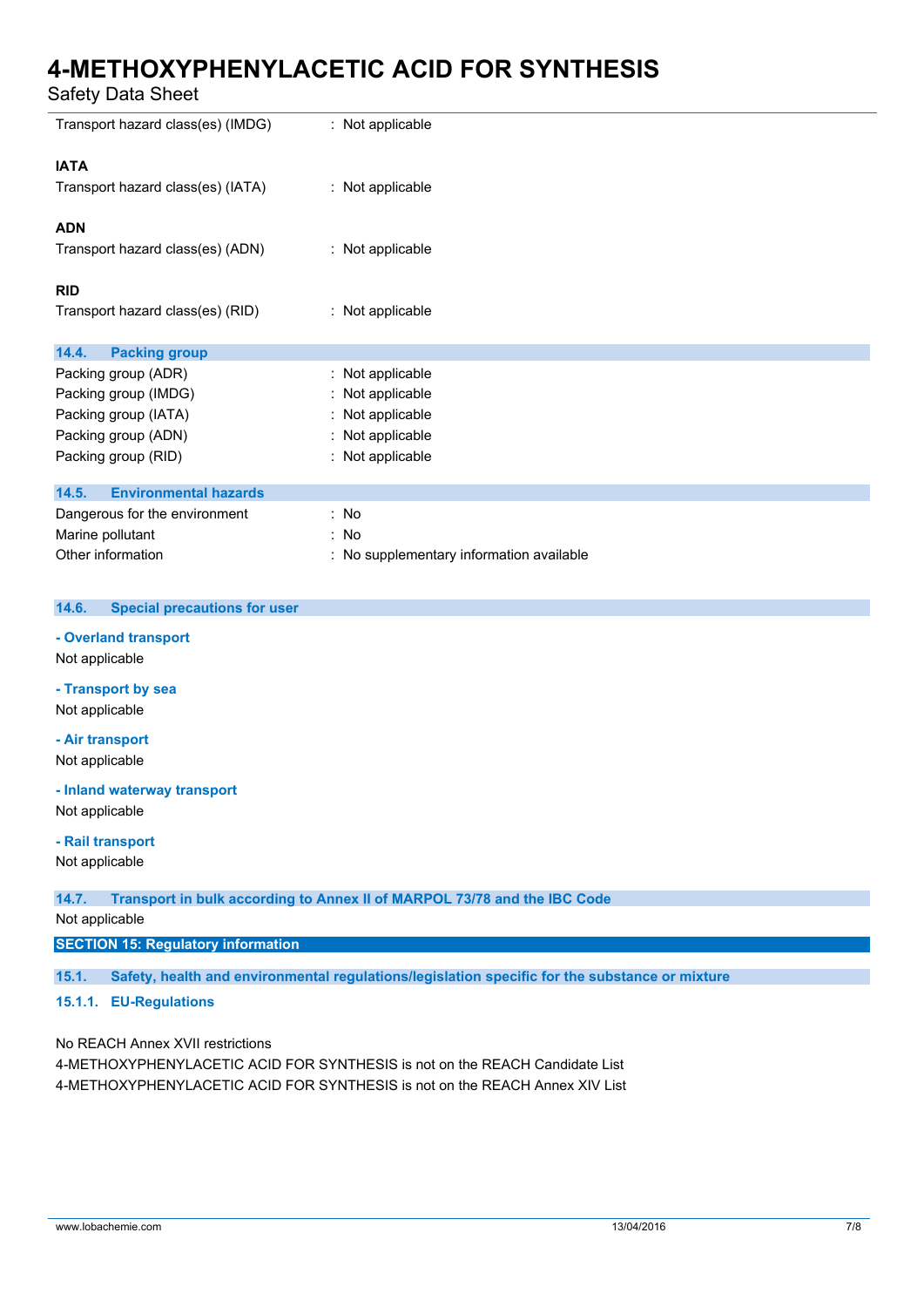Transport hazard class(es) (IMDG) : Not applicable

**IATA**

Transport hazard class(es) (IATA) : Not applicable

**ADN**

Transport hazard class(es) (ADN) : Not applicable

**RID**

Transport hazard class(es) (RID) : Not applicable

### 14.4. Packing group

Packing group (ADR) : Not applicable
Packing group (IMDG) : Not applicable
Packing group (IATA) : Not applicable
Packing group (ADN) : Not applicable
Packing group (RID) : Not applicable

### 14.5. Environmental hazards

Dangerous for the environment : No
Marine pollutant : No
Other information : No supplementary information available

### 14.6. Special precautions for user

**- Overland transport**

Not applicable

**- Transport by sea**

Not applicable

**- Air transport**

Not applicable

**- Inland waterway transport**

Not applicable

**- Rail transport**

Not applicable

### 14.7. Transport in bulk according to Annex II of MARPOL 73/78 and the IBC Code

Not applicable

## SECTION 15: Regulatory information

### 15.1. Safety, health and environmental regulations/legislation specific for the substance or mixture

#### 15.1.1. EU-Regulations

No REACH Annex XVII restrictions
4-METHOXYPHENYLACETIC ACID FOR SYNTHESIS is not on the REACH Candidate List
4-METHOXYPHENYLACETIC ACID FOR SYNTHESIS is not on the REACH Annex XIV List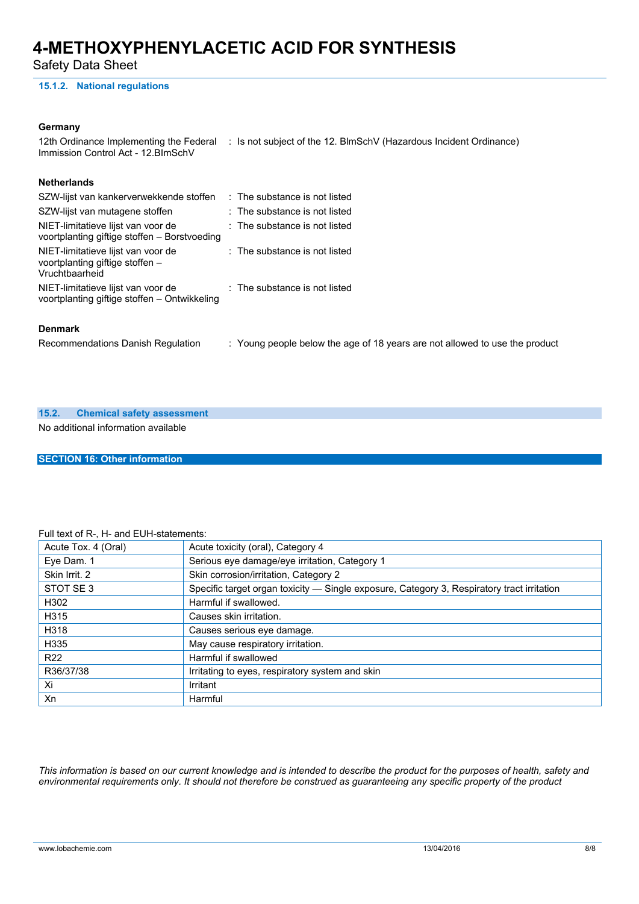#### 15.1.2. National regulations

**Germany**

12th Ordinance Implementing the Federal Immission Control Act - 12.BImSchV : Is not subject of the 12. BlmSchV (Hazardous Incident Ordinance)

**Netherlands**

SZW-lijst van kankerverwekkende stoffen : The substance is not listed

SZW-lijst van mutagene stoffen : The substance is not listed

NIET-limitatieve lijst van voor de voortplanting giftige stoffen – Borstvoeding : The substance is not listed

NIET-limitatieve lijst van voor de voortplanting giftige stoffen – Vruchtbaarheid : The substance is not listed

NIET-limitatieve lijst van voor de voortplanting giftige stoffen – Ontwikkeling : The substance is not listed

**Denmark**

Recommendations Danish Regulation : Young people below the age of 18 years are not allowed to use the product

### 15.2. Chemical safety assessment

No additional information available

## SECTION 16: Other information

Full text of R-, H- and EUH-statements:

| | |
|---|---|
| Acute Tox. 4 (Oral) | Acute toxicity (oral), Category 4 |
| Eye Dam. 1 | Serious eye damage/eye irritation, Category 1 |
| Skin Irrit. 2 | Skin corrosion/irritation, Category 2 |
| STOT SE 3 | Specific target organ toxicity — Single exposure, Category 3, Respiratory tract irritation |
| H302 | Harmful if swallowed. |
| H315 | Causes skin irritation. |
| H318 | Causes serious eye damage. |
| H335 | May cause respiratory irritation. |
| R22 | Harmful if swallowed |
| R36/37/38 | Irritating to eyes, respiratory system and skin |
| Xi | Irritant |
| Xn | Harmful |

*This information is based on our current knowledge and is intended to describe the product for the purposes of health, safety and environmental requirements only. It should not therefore be construed as guaranteeing any specific property of the product*